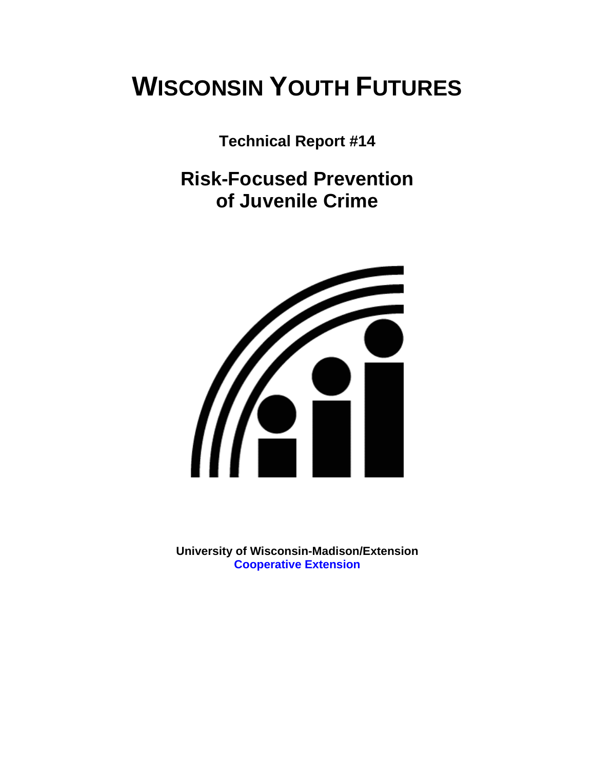# WISCONSIN YOUTH FUTURES

**Technical Report #14**

## Risk-Focused Prevention of Juvenile Crime

**University of Wisconsin-Madison/Extension**
**Cooperative Extension**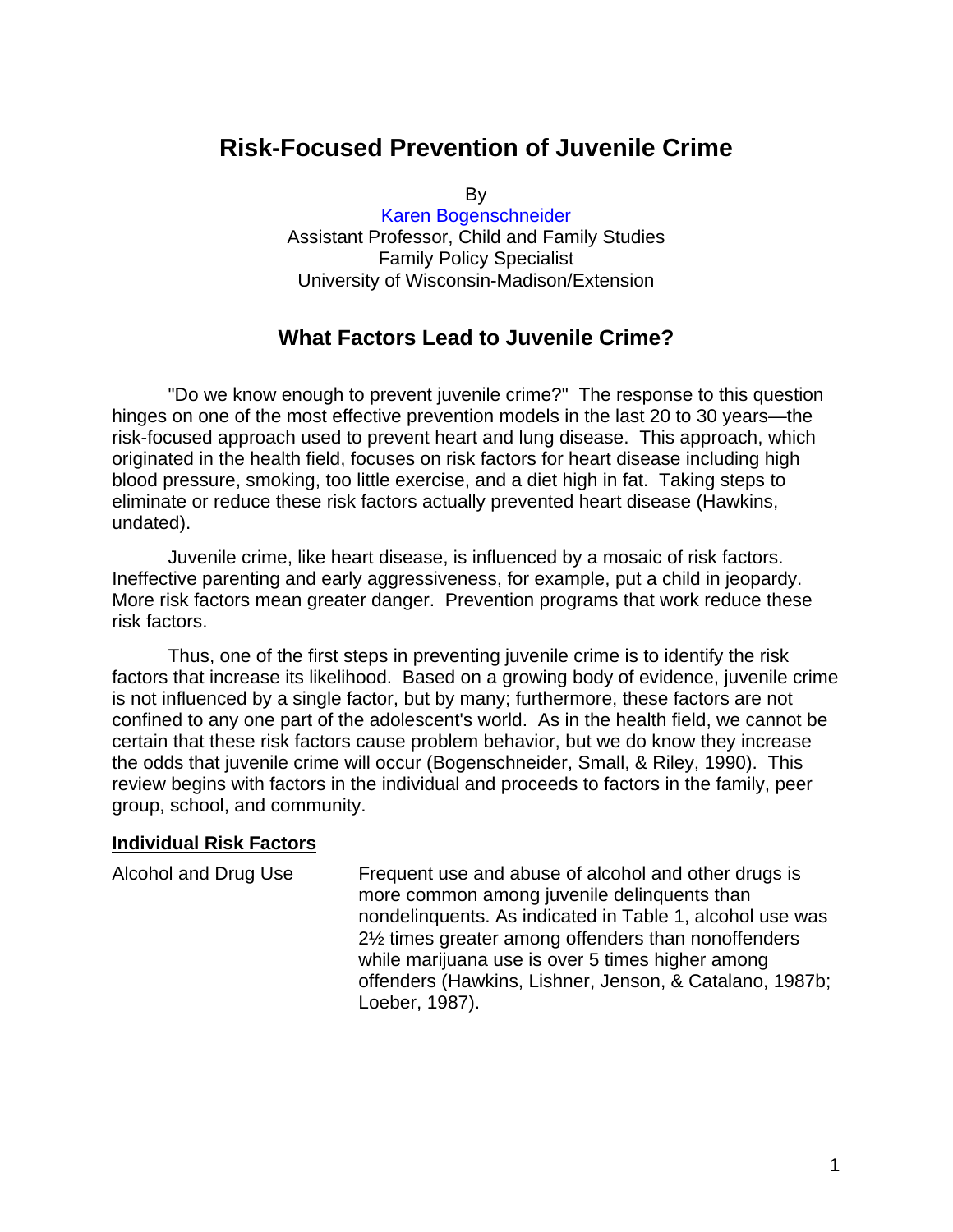# Risk-Focused Prevention of Juvenile Crime

By

Karen Bogenschneider
Assistant Professor, Child and Family Studies
Family Policy Specialist
University of Wisconsin-Madison/Extension

## What Factors Lead to Juvenile Crime?

"Do we know enough to prevent juvenile crime?" The response to this question hinges on one of the most effective prevention models in the last 20 to 30 years—the risk-focused approach used to prevent heart and lung disease. This approach, which originated in the health field, focuses on risk factors for heart disease including high blood pressure, smoking, too little exercise, and a diet high in fat. Taking steps to eliminate or reduce these risk factors actually prevented heart disease (Hawkins, undated).

Juvenile crime, like heart disease, is influenced by a mosaic of risk factors. Ineffective parenting and early aggressiveness, for example, put a child in jeopardy. More risk factors mean greater danger. Prevention programs that work reduce these risk factors.

Thus, one of the first steps in preventing juvenile crime is to identify the risk factors that increase its likelihood. Based on a growing body of evidence, juvenile crime is not influenced by a single factor, but by many; furthermore, these factors are not confined to any one part of the adolescent's world. As in the health field, we cannot be certain that these risk factors cause problem behavior, but we do know they increase the odds that juvenile crime will occur (Bogenschneider, Small, & Riley, 1990). This review begins with factors in the individual and proceeds to factors in the family, peer group, school, and community.

### Individual Risk Factors

Alcohol and Drug Use

Frequent use and abuse of alcohol and other drugs is more common among juvenile delinquents than nondelinquents. As indicated in Table 1, alcohol use was 2½ times greater among offenders than nonoffenders while marijuana use is over 5 times higher among offenders (Hawkins, Lishner, Jenson, & Catalano, 1987b; Loeber, 1987).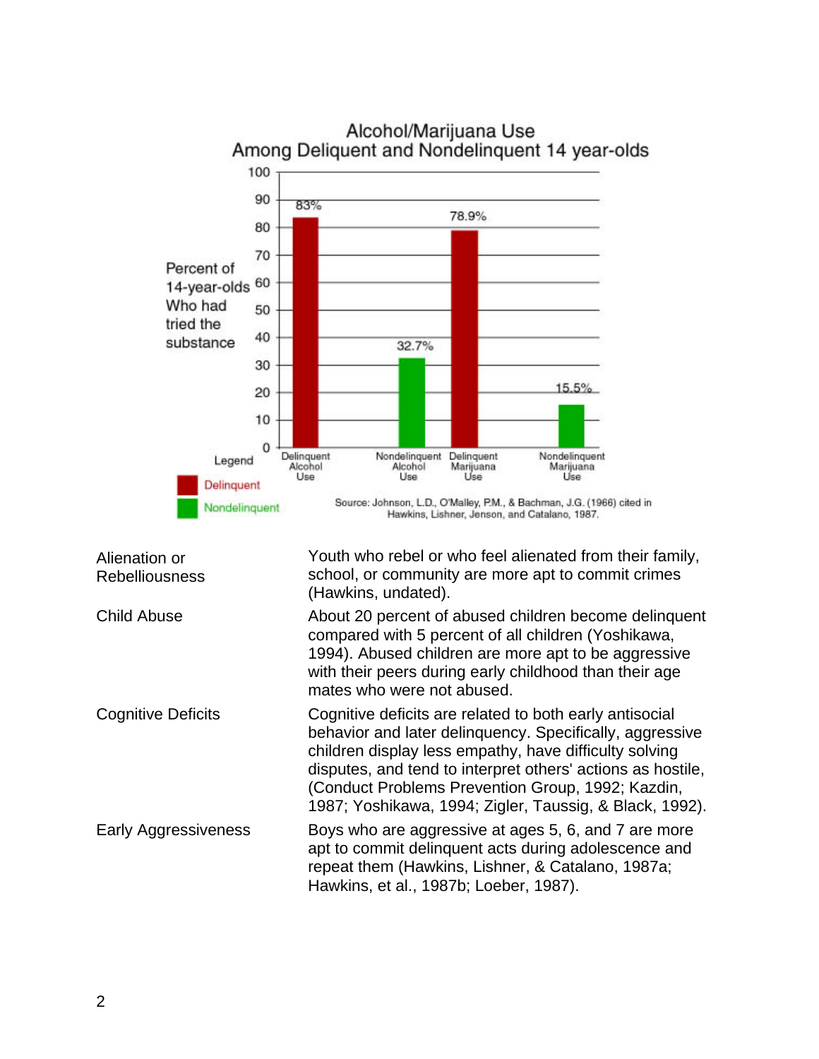## Alcohol/Marijuana Use Among Deliquent and Nondelinquent 14 year-olds

| | Delinquent Alcohol Use | Nondelinquent Alcohol Use | Delinquent Marijuana Use | Nondelinquent Marijuana Use |
|---|---|---|---|---|
| Percent of 14-year-olds Who had tried the substance | 83% | 32.7% | 78.9% | 15.5% |

Legend: Delinquent, Nondelinquent

Source: Johnson, L.D., O'Malley, P.M., & Bachman, J.G. (1966) cited in Hawkins, Lishner, Jenson, and Catalano, 1987.

| | |
|---|---|
| Alienation or Rebelliousness | Youth who rebel or who feel alienated from their family, school, or community are more apt to commit crimes (Hawkins, undated). |
| Child Abuse | About 20 percent of abused children become delinquent compared with 5 percent of all children (Yoshikawa, 1994). Abused children are more apt to be aggressive with their peers during early childhood than their age mates who were not abused. |
| Cognitive Deficits | Cognitive deficits are related to both early antisocial behavior and later delinquency. Specifically, aggressive children display less empathy, have difficulty solving disputes, and tend to interpret others' actions as hostile, (Conduct Problems Prevention Group, 1992; Kazdin, 1987; Yoshikawa, 1994; Zigler, Taussig, & Black, 1992). |
| Early Aggressiveness | Boys who are aggressive at ages 5, 6, and 7 are more apt to commit delinquent acts during adolescence and repeat them (Hawkins, Lishner, & Catalano, 1987a; Hawkins, et al., 1987b; Loeber, 1987). |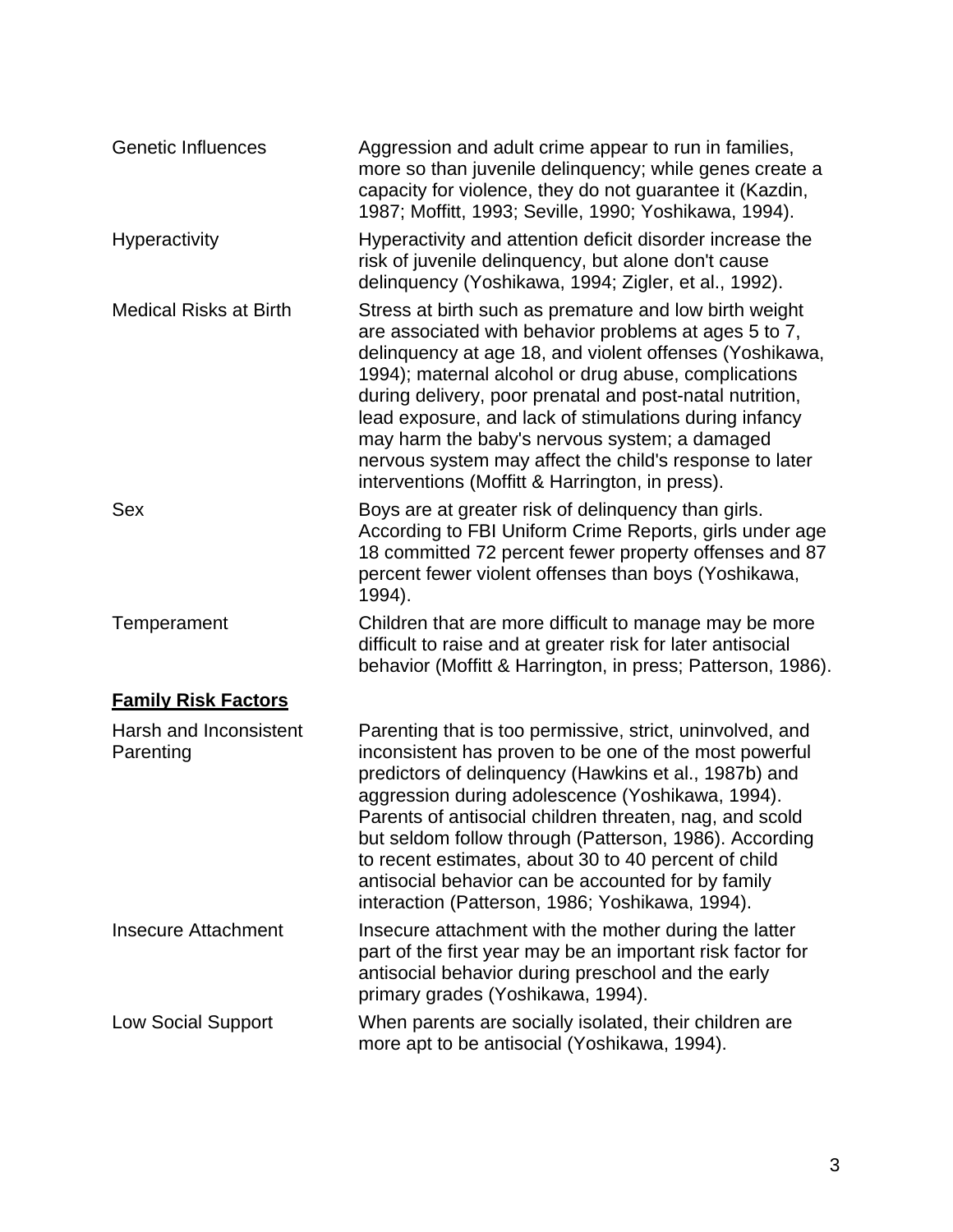| | |
|---|---|
| Genetic Influences | Aggression and adult crime appear to run in families, more so than juvenile delinquency; while genes create a capacity for violence, they do not guarantee it (Kazdin, 1987; Moffitt, 1993; Seville, 1990; Yoshikawa, 1994). |
| Hyperactivity | Hyperactivity and attention deficit disorder increase the risk of juvenile delinquency, but alone don't cause delinquency (Yoshikawa, 1994; Zigler, et al., 1992). |
| Medical Risks at Birth | Stress at birth such as premature and low birth weight are associated with behavior problems at ages 5 to 7, delinquency at age 18, and violent offenses (Yoshikawa, 1994); maternal alcohol or drug abuse, complications during delivery, poor prenatal and post-natal nutrition, lead exposure, and lack of stimulations during infancy may harm the baby's nervous system; a damaged nervous system may affect the child's response to later interventions (Moffitt & Harrington, in press). |
| Sex | Boys are at greater risk of delinquency than girls. According to FBI Uniform Crime Reports, girls under age 18 committed 72 percent fewer property offenses and 87 percent fewer violent offenses than boys (Yoshikawa, 1994). |
| Temperament | Children that are more difficult to manage may be more difficult to raise and at greater risk for later antisocial behavior (Moffitt & Harrington, in press; Patterson, 1986). |
| **Family Risk Factors** | |
| Harsh and Inconsistent Parenting | Parenting that is too permissive, strict, uninvolved, and inconsistent has proven to be one of the most powerful predictors of delinquency (Hawkins et al., 1987b) and aggression during adolescence (Yoshikawa, 1994). Parents of antisocial children threaten, nag, and scold but seldom follow through (Patterson, 1986). According to recent estimates, about 30 to 40 percent of child antisocial behavior can be accounted for by family interaction (Patterson, 1986; Yoshikawa, 1994). |
| Insecure Attachment | Insecure attachment with the mother during the latter part of the first year may be an important risk factor for antisocial behavior during preschool and the early primary grades (Yoshikawa, 1994). |
| Low Social Support | When parents are socially isolated, their children are more apt to be antisocial (Yoshikawa, 1994). |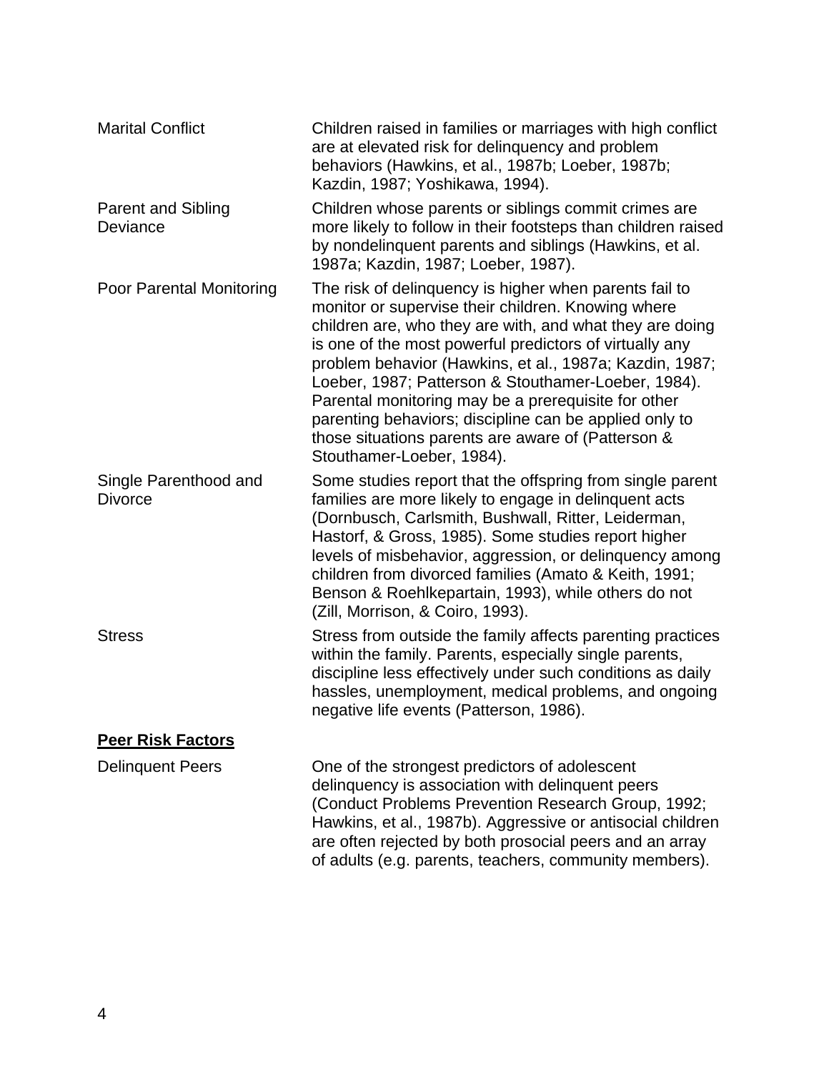| | |
|---|---|
| Marital Conflict | Children raised in families or marriages with high conflict are at elevated risk for delinquency and problem behaviors (Hawkins, et al., 1987b; Loeber, 1987b; Kazdin, 1987; Yoshikawa, 1994). |
| Parent and Sibling Deviance | Children whose parents or siblings commit crimes are more likely to follow in their footsteps than children raised by nondelinquent parents and siblings (Hawkins, et al. 1987a; Kazdin, 1987; Loeber, 1987). |
| Poor Parental Monitoring | The risk of delinquency is higher when parents fail to monitor or supervise their children. Knowing where children are, who they are with, and what they are doing is one of the most powerful predictors of virtually any problem behavior (Hawkins, et al., 1987a; Kazdin, 1987; Loeber, 1987; Patterson & Stouthamer-Loeber, 1984). Parental monitoring may be a prerequisite for other parenting behaviors; discipline can be applied only to those situations parents are aware of (Patterson & Stouthamer-Loeber, 1984). |
| Single Parenthood and Divorce | Some studies report that the offspring from single parent families are more likely to engage in delinquent acts (Dornbusch, Carlsmith, Bushwall, Ritter, Leiderman, Hastorf, & Gross, 1985). Some studies report higher levels of misbehavior, aggression, or delinquency among children from divorced families (Amato & Keith, 1991; Benson & Roehlkepartain, 1993), while others do not (Zill, Morrison, & Coiro, 1993). |
| Stress | Stress from outside the family affects parenting practices within the family. Parents, especially single parents, discipline less effectively under such conditions as daily hassles, unemployment, medical problems, and ongoing negative life events (Patterson, 1986). |

**Peer Risk Factors**

| | |
|---|---|
| Delinquent Peers | One of the strongest predictors of adolescent delinquency is association with delinquent peers (Conduct Problems Prevention Research Group, 1992; Hawkins, et al., 1987b). Aggressive or antisocial children are often rejected by both prosocial peers and an array of adults (e.g. parents, teachers, community members). |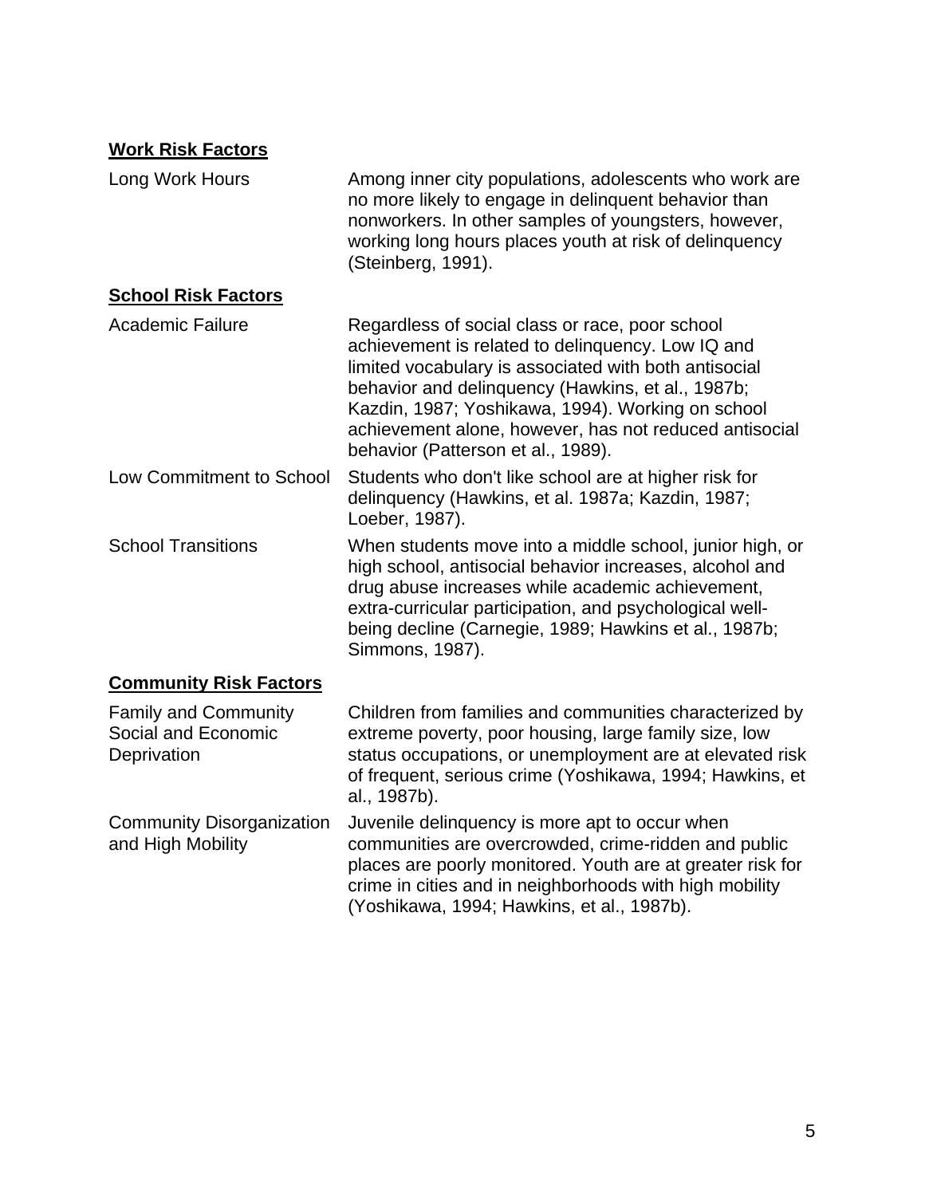**Work Risk Factors**

| | |
|---|---|
| Long Work Hours | Among inner city populations, adolescents who work are no more likely to engage in delinquent behavior than nonworkers. In other samples of youngsters, however, working long hours places youth at risk of delinquency (Steinberg, 1991). |

**School Risk Factors**

| | |
|---|---|
| Academic Failure | Regardless of social class or race, poor school achievement is related to delinquency. Low IQ and limited vocabulary is associated with both antisocial behavior and delinquency (Hawkins, et al., 1987b; Kazdin, 1987; Yoshikawa, 1994). Working on school achievement alone, however, has not reduced antisocial behavior (Patterson et al., 1989). |
| Low Commitment to School | Students who don't like school are at higher risk for delinquency (Hawkins, et al. 1987a; Kazdin, 1987; Loeber, 1987). |
| School Transitions | When students move into a middle school, junior high, or high school, antisocial behavior increases, alcohol and drug abuse increases while academic achievement, extra-curricular participation, and psychological well-being decline (Carnegie, 1989; Hawkins et al., 1987b; Simmons, 1987). |

**Community Risk Factors**

| | |
|---|---|
| Family and Community Social and Economic Deprivation | Children from families and communities characterized by extreme poverty, poor housing, large family size, low status occupations, or unemployment are at elevated risk of frequent, serious crime (Yoshikawa, 1994; Hawkins, et al., 1987b). |
| Community Disorganization and High Mobility | Juvenile delinquency is more apt to occur when communities are overcrowded, crime-ridden and public places are poorly monitored. Youth are at greater risk for crime in cities and in neighborhoods with high mobility (Yoshikawa, 1994; Hawkins, et al., 1987b). |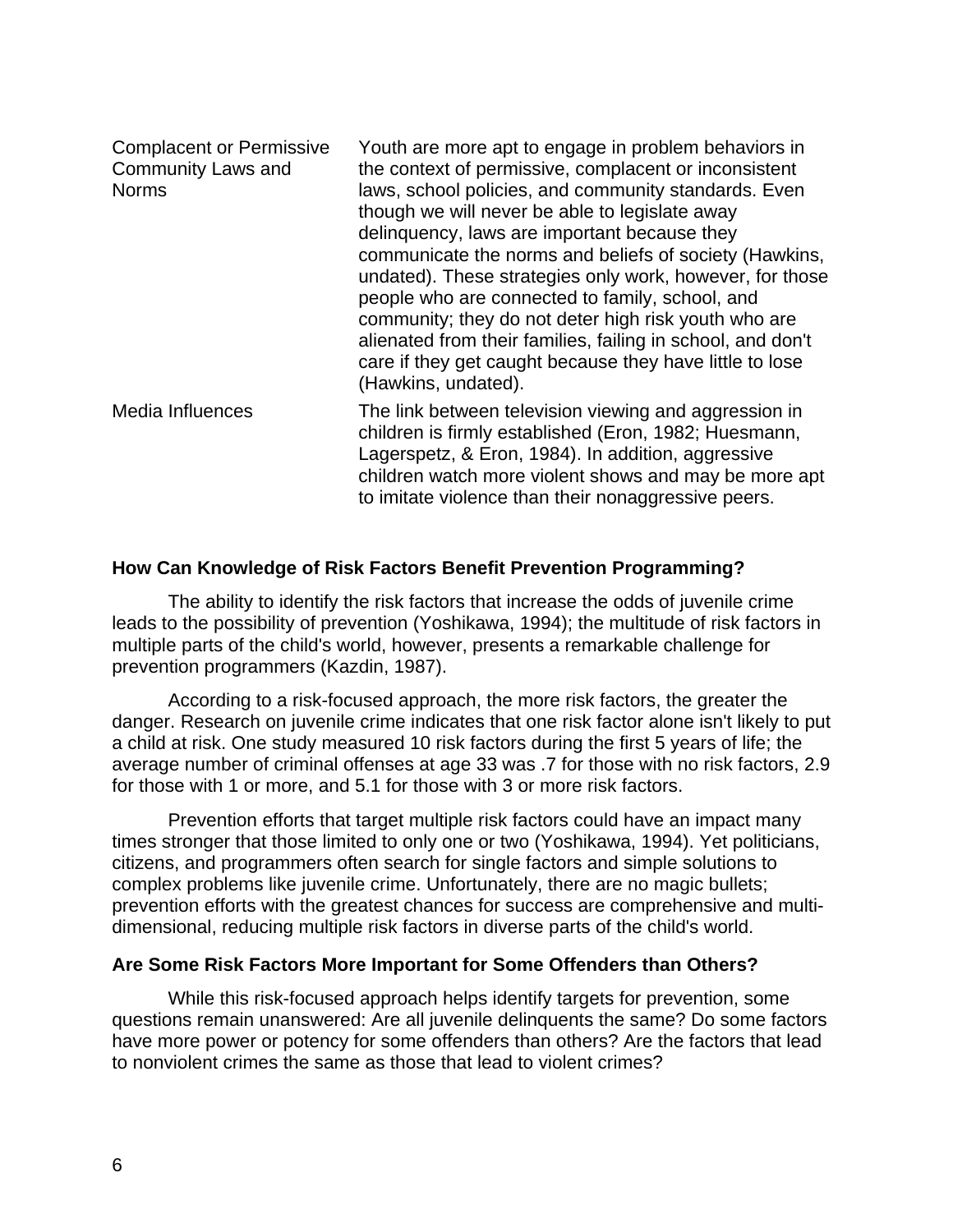| | |
|---|---|
| Complacent or Permissive Community Laws and Norms | Youth are more apt to engage in problem behaviors in the context of permissive, complacent or inconsistent laws, school policies, and community standards. Even though we will never be able to legislate away delinquency, laws are important because they communicate the norms and beliefs of society (Hawkins, undated). These strategies only work, however, for those people who are connected to family, school, and community; they do not deter high risk youth who are alienated from their families, failing in school, and don't care if they get caught because they have little to lose (Hawkins, undated). |
| Media Influences | The link between television viewing and aggression in children is firmly established (Eron, 1982; Huesmann, Lagerspetz, & Eron, 1984). In addition, aggressive children watch more violent shows and may be more apt to imitate violence than their nonaggressive peers. |

**How Can Knowledge of Risk Factors Benefit Prevention Programming?**

The ability to identify the risk factors that increase the odds of juvenile crime leads to the possibility of prevention (Yoshikawa, 1994); the multitude of risk factors in multiple parts of the child's world, however, presents a remarkable challenge for prevention programmers (Kazdin, 1987).

According to a risk-focused approach, the more risk factors, the greater the danger. Research on juvenile crime indicates that one risk factor alone isn't likely to put a child at risk. One study measured 10 risk factors during the first 5 years of life; the average number of criminal offenses at age 33 was .7 for those with no risk factors, 2.9 for those with 1 or more, and 5.1 for those with 3 or more risk factors.

Prevention efforts that target multiple risk factors could have an impact many times stronger that those limited to only one or two (Yoshikawa, 1994). Yet politicians, citizens, and programmers often search for single factors and simple solutions to complex problems like juvenile crime. Unfortunately, there are no magic bullets; prevention efforts with the greatest chances for success are comprehensive and multi-dimensional, reducing multiple risk factors in diverse parts of the child's world.

**Are Some Risk Factors More Important for Some Offenders than Others?**

While this risk-focused approach helps identify targets for prevention, some questions remain unanswered: Are all juvenile delinquents the same? Do some factors have more power or potency for some offenders than others? Are the factors that lead to nonviolent crimes the same as those that lead to violent crimes?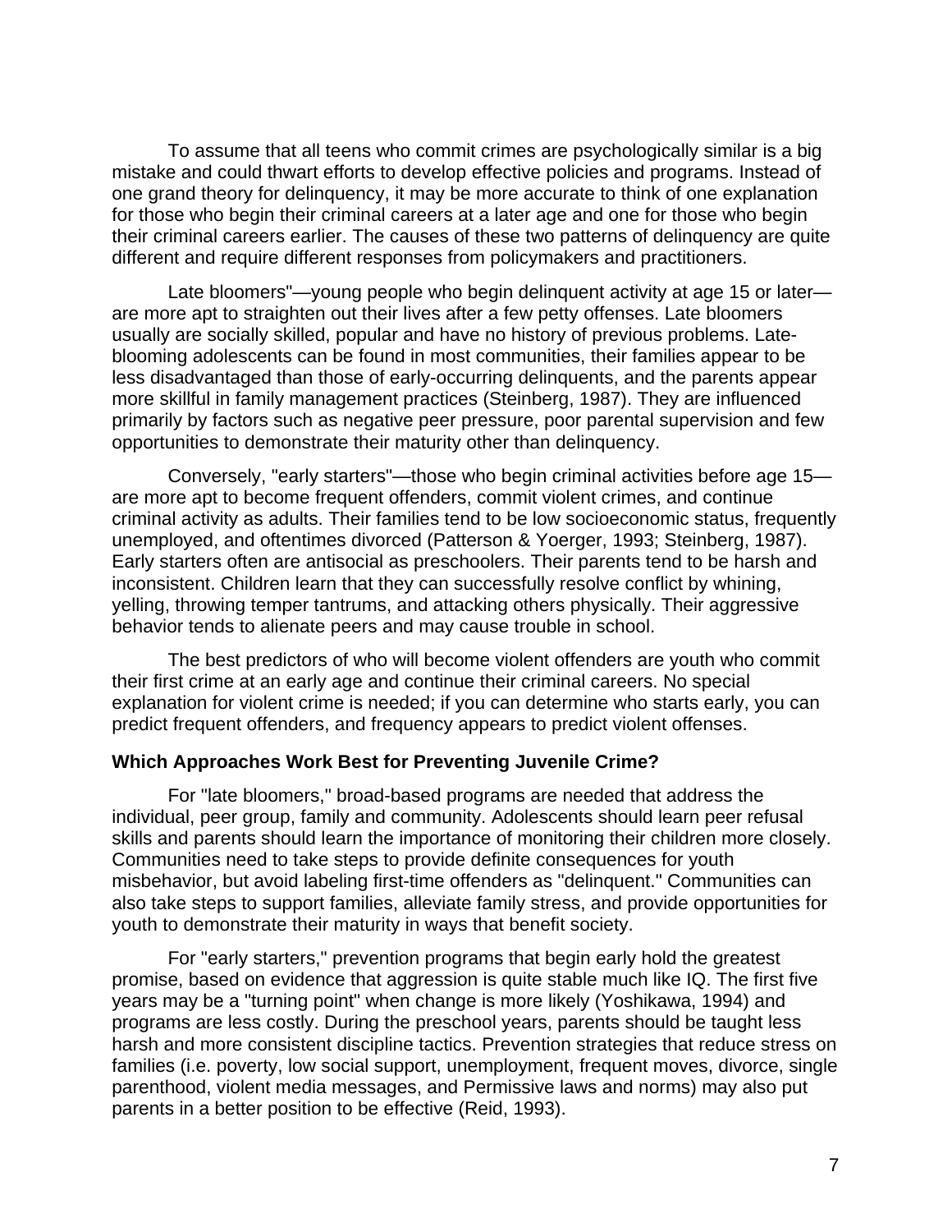To assume that all teens who commit crimes are psychologically similar is a big mistake and could thwart efforts to develop effective policies and programs. Instead of one grand theory for delinquency, it may be more accurate to think of one explanation for those who begin their criminal careers at a later age and one for those who begin their criminal careers earlier. The causes of these two patterns of delinquency are quite different and require different responses from policymakers and practitioners.

Late bloomers"—young people who begin delinquent activity at age 15 or later—are more apt to straighten out their lives after a few petty offenses. Late bloomers usually are socially skilled, popular and have no history of previous problems. Late-blooming adolescents can be found in most communities, their families appear to be less disadvantaged than those of early-occurring delinquents, and the parents appear more skillful in family management practices (Steinberg, 1987). They are influenced primarily by factors such as negative peer pressure, poor parental supervision and few opportunities to demonstrate their maturity other than delinquency.

Conversely, "early starters"—those who begin criminal activities before age 15—are more apt to become frequent offenders, commit violent crimes, and continue criminal activity as adults. Their families tend to be low socioeconomic status, frequently unemployed, and oftentimes divorced (Patterson & Yoerger, 1993; Steinberg, 1987). Early starters often are antisocial as preschoolers. Their parents tend to be harsh and inconsistent. Children learn that they can successfully resolve conflict by whining, yelling, throwing temper tantrums, and attacking others physically. Their aggressive behavior tends to alienate peers and may cause trouble in school.

The best predictors of who will become violent offenders are youth who commit their first crime at an early age and continue their criminal careers. No special explanation for violent crime is needed; if you can determine who starts early, you can predict frequent offenders, and frequency appears to predict violent offenses.

**Which Approaches Work Best for Preventing Juvenile Crime?**

For "late bloomers," broad-based programs are needed that address the individual, peer group, family and community. Adolescents should learn peer refusal skills and parents should learn the importance of monitoring their children more closely. Communities need to take steps to provide definite consequences for youth misbehavior, but avoid labeling first-time offenders as "delinquent." Communities can also take steps to support families, alleviate family stress, and provide opportunities for youth to demonstrate their maturity in ways that benefit society.

For "early starters," prevention programs that begin early hold the greatest promise, based on evidence that aggression is quite stable much like IQ. The first five years may be a "turning point" when change is more likely (Yoshikawa, 1994) and programs are less costly. During the preschool years, parents should be taught less harsh and more consistent discipline tactics. Prevention strategies that reduce stress on families (i.e. poverty, low social support, unemployment, frequent moves, divorce, single parenthood, violent media messages, and Permissive laws and norms) may also put parents in a better position to be effective (Reid, 1993).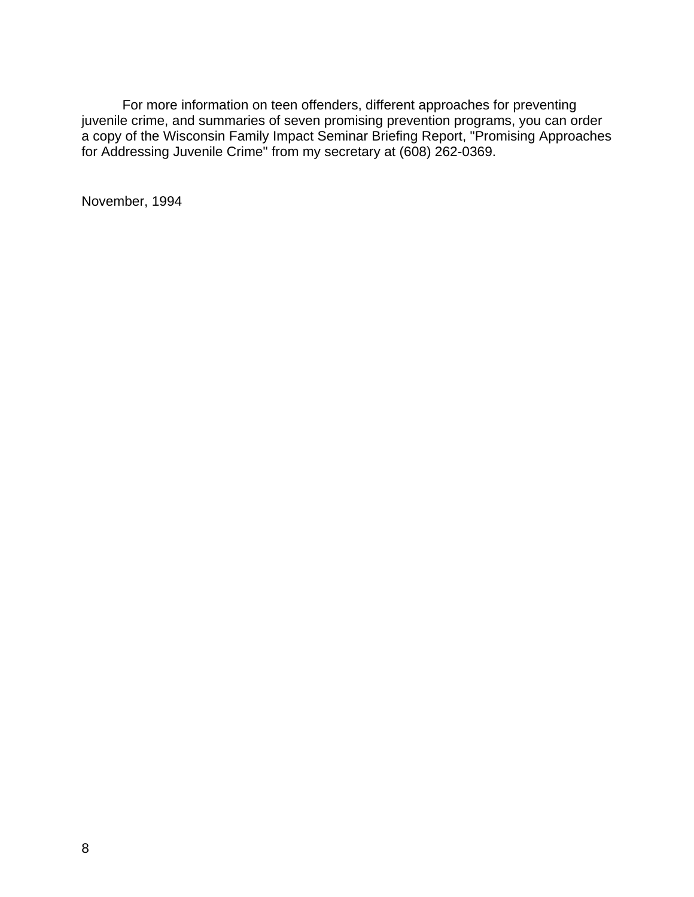For more information on teen offenders, different approaches for preventing juvenile crime, and summaries of seven promising prevention programs, you can order a copy of the Wisconsin Family Impact Seminar Briefing Report, "Promising Approaches for Addressing Juvenile Crime" from my secretary at (608) 262-0369.

November, 1994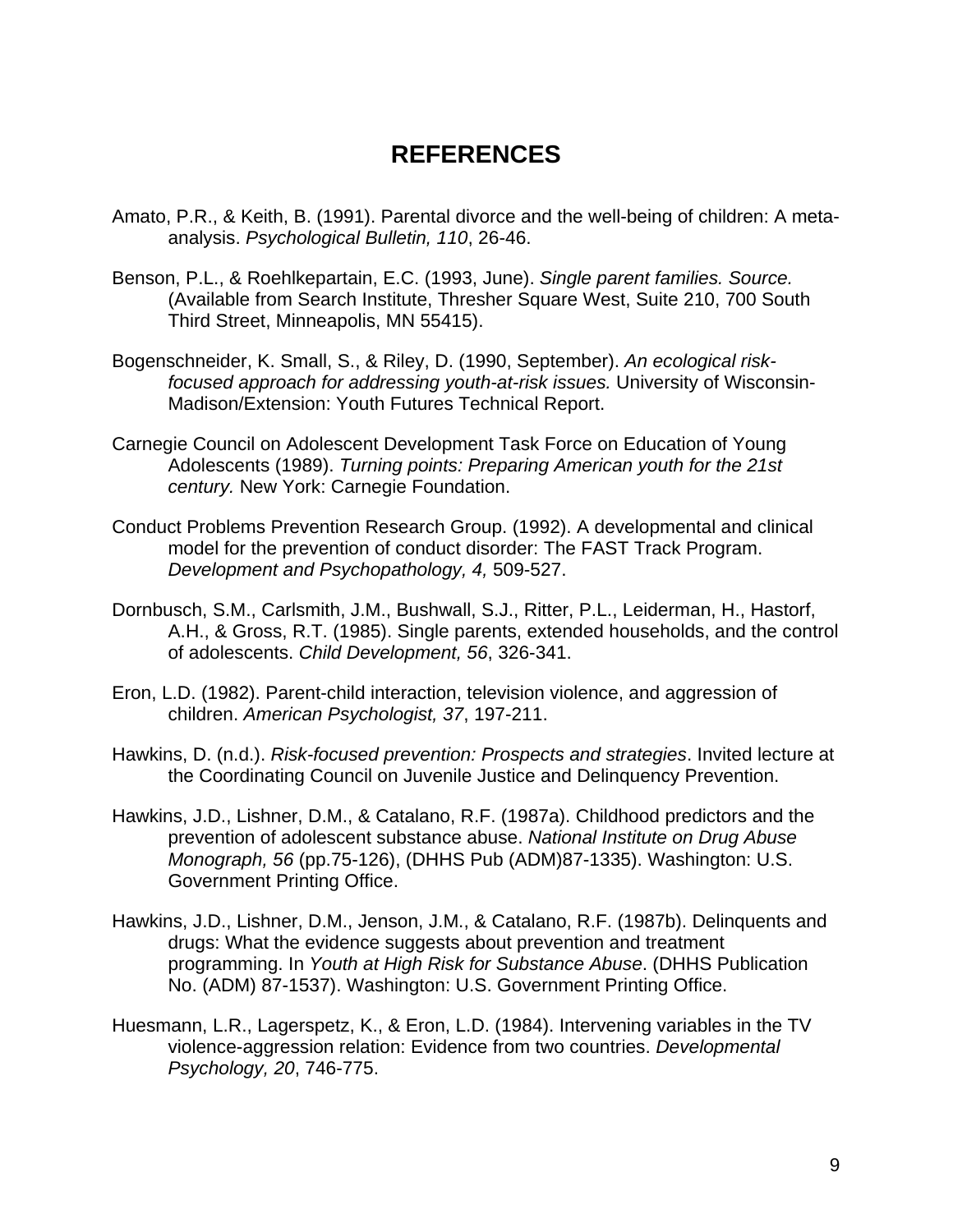# REFERENCES

Amato, P.R., & Keith, B. (1991). Parental divorce and the well-being of children: A meta-analysis. *Psychological Bulletin, 110*, 26-46.

Benson, P.L., & Roehlkepartain, E.C. (1993, June). *Single parent families. Source.* (Available from Search Institute, Thresher Square West, Suite 210, 700 South Third Street, Minneapolis, MN 55415).

Bogenschneider, K. Small, S., & Riley, D. (1990, September). *An ecological risk-focused approach for addressing youth-at-risk issues.* University of Wisconsin-Madison/Extension: Youth Futures Technical Report.

Carnegie Council on Adolescent Development Task Force on Education of Young Adolescents (1989). *Turning points: Preparing American youth for the 21st century.* New York: Carnegie Foundation.

Conduct Problems Prevention Research Group. (1992). A developmental and clinical model for the prevention of conduct disorder: The FAST Track Program. *Development and Psychopathology, 4,* 509-527.

Dornbusch, S.M., Carlsmith, J.M., Bushwall, S.J., Ritter, P.L., Leiderman, H., Hastorf, A.H., & Gross, R.T. (1985). Single parents, extended households, and the control of adolescents. *Child Development, 56*, 326-341.

Eron, L.D. (1982). Parent-child interaction, television violence, and aggression of children. *American Psychologist, 37*, 197-211.

Hawkins, D. (n.d.). *Risk-focused prevention: Prospects and strategies*. Invited lecture at the Coordinating Council on Juvenile Justice and Delinquency Prevention.

Hawkins, J.D., Lishner, D.M., & Catalano, R.F. (1987a). Childhood predictors and the prevention of adolescent substance abuse. *National Institute on Drug Abuse Monograph, 56* (pp.75-126), (DHHS Pub (ADM)87-1335). Washington: U.S. Government Printing Office.

Hawkins, J.D., Lishner, D.M., Jenson, J.M., & Catalano, R.F. (1987b). Delinquents and drugs: What the evidence suggests about prevention and treatment programming. In *Youth at High Risk for Substance Abuse*. (DHHS Publication No. (ADM) 87-1537). Washington: U.S. Government Printing Office.

Huesmann, L.R., Lagerspetz, K., & Eron, L.D. (1984). Intervening variables in the TV violence-aggression relation: Evidence from two countries. *Developmental Psychology, 20*, 746-775.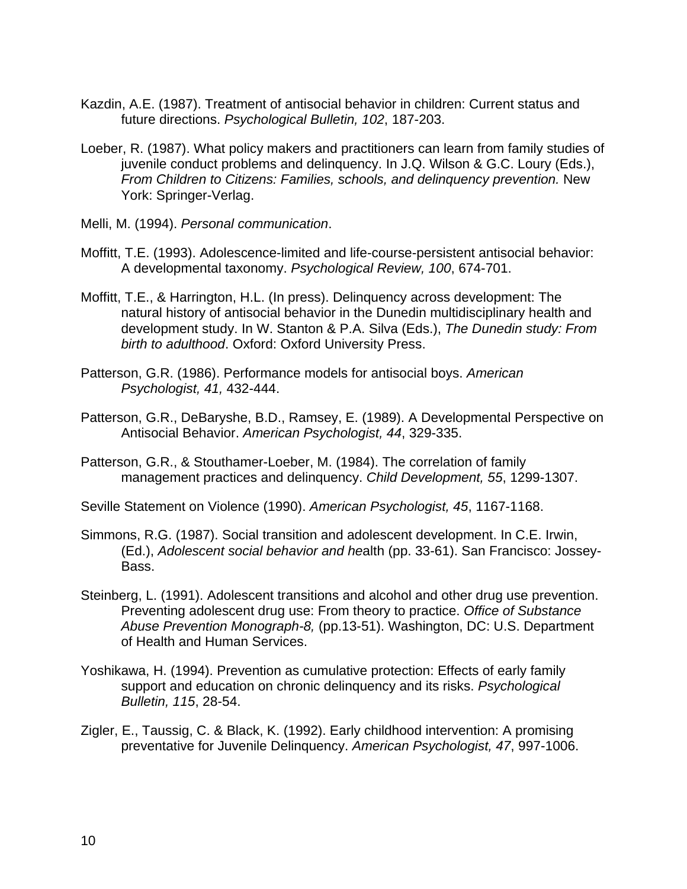Kazdin, A.E. (1987). Treatment of antisocial behavior in children: Current status and future directions. *Psychological Bulletin, 102*, 187-203.

Loeber, R. (1987). What policy makers and practitioners can learn from family studies of juvenile conduct problems and delinquency. In J.Q. Wilson & G.C. Loury (Eds.), *From Children to Citizens: Families, schools, and delinquency prevention.* New York: Springer-Verlag.

Melli, M. (1994). *Personal communication*.

Moffitt, T.E. (1993). Adolescence-limited and life-course-persistent antisocial behavior: A developmental taxonomy. *Psychological Review, 100*, 674-701.

Moffitt, T.E., & Harrington, H.L. (In press). Delinquency across development: The natural history of antisocial behavior in the Dunedin multidisciplinary health and development study. In W. Stanton & P.A. Silva (Eds.), *The Dunedin study: From birth to adulthood*. Oxford: Oxford University Press.

Patterson, G.R. (1986). Performance models for antisocial boys. *American Psychologist, 41,* 432-444.

Patterson, G.R., DeBaryshe, B.D., Ramsey, E. (1989). A Developmental Perspective on Antisocial Behavior. *American Psychologist, 44*, 329-335.

Patterson, G.R., & Stouthamer-Loeber, M. (1984). The correlation of family management practices and delinquency. *Child Development, 55*, 1299-1307.

Seville Statement on Violence (1990). *American Psychologist, 45*, 1167-1168.

Simmons, R.G. (1987). Social transition and adolescent development. In C.E. Irwin, (Ed.), *Adolescent social behavior and he*alth (pp. 33-61). San Francisco: Jossey-Bass.

Steinberg, L. (1991). Adolescent transitions and alcohol and other drug use prevention. Preventing adolescent drug use: From theory to practice. *Office of Substance Abuse Prevention Monograph-8,* (pp.13-51). Washington, DC: U.S. Department of Health and Human Services.

Yoshikawa, H. (1994). Prevention as cumulative protection: Effects of early family support and education on chronic delinquency and its risks. *Psychological Bulletin, 115*, 28-54.

Zigler, E., Taussig, C. & Black, K. (1992). Early childhood intervention: A promising preventative for Juvenile Delinquency. *American Psychologist, 47*, 997-1006.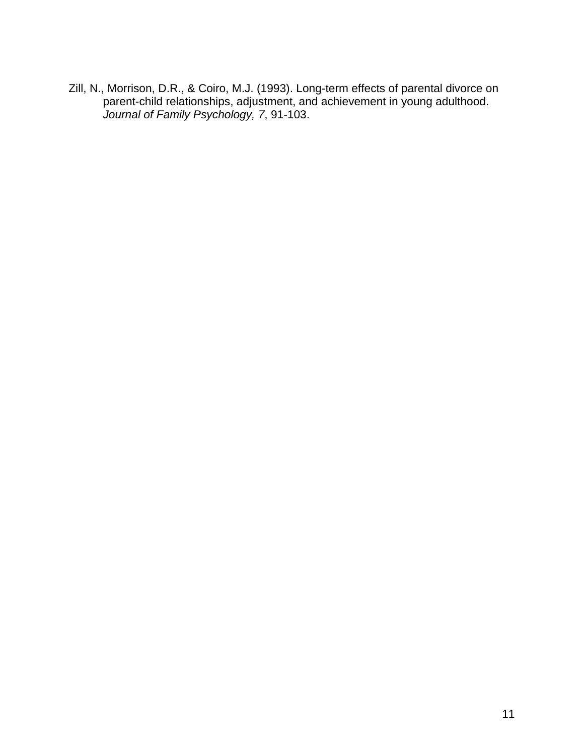Zill, N., Morrison, D.R., & Coiro, M.J. (1993). Long-term effects of parental divorce on parent-child relationships, adjustment, and achievement in young adulthood. *Journal of Family Psychology, 7*, 91-103.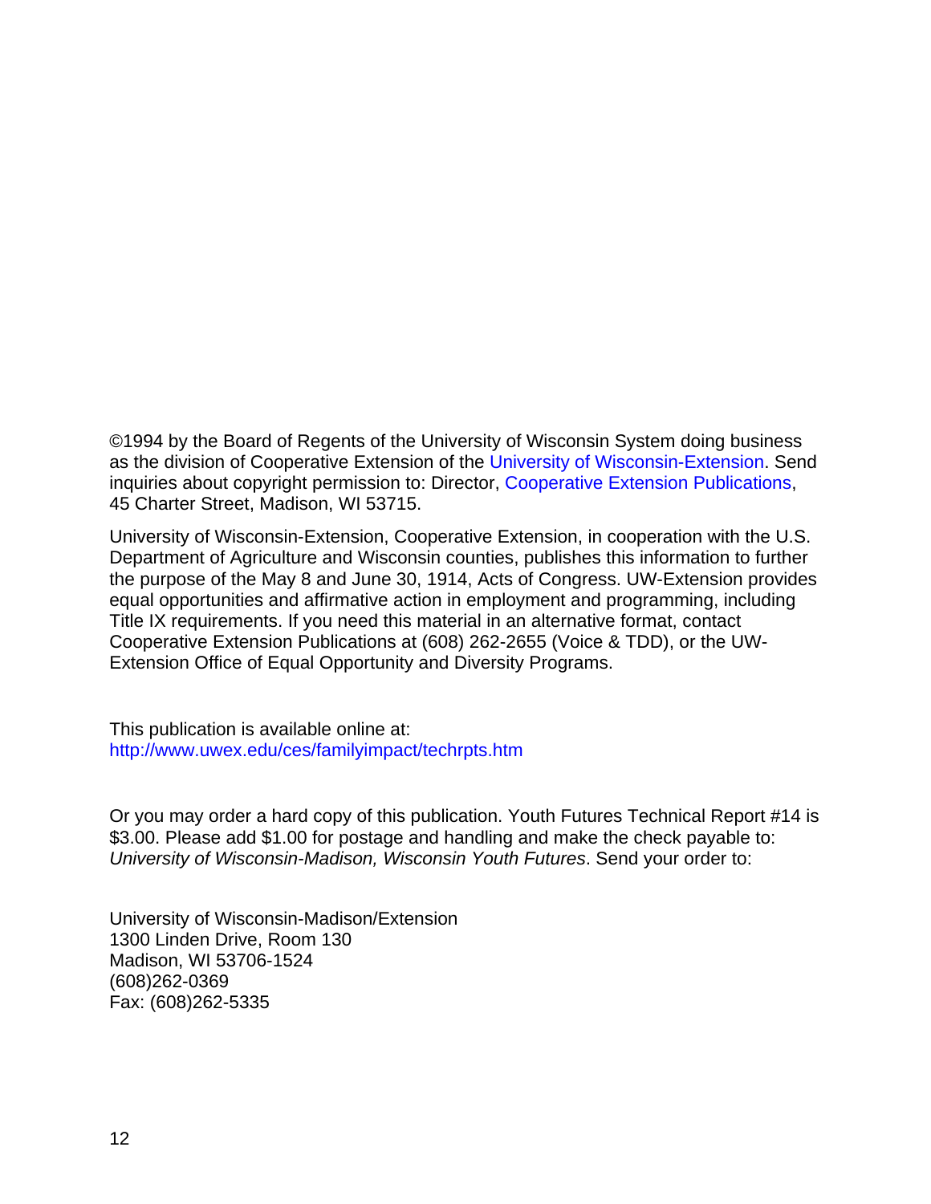©1994 by the Board of Regents of the University of Wisconsin System doing business as the division of Cooperative Extension of the University of Wisconsin-Extension. Send inquiries about copyright permission to: Director, Cooperative Extension Publications, 45 Charter Street, Madison, WI 53715.

University of Wisconsin-Extension, Cooperative Extension, in cooperation with the U.S. Department of Agriculture and Wisconsin counties, publishes this information to further the purpose of the May 8 and June 30, 1914, Acts of Congress. UW-Extension provides equal opportunities and affirmative action in employment and programming, including Title IX requirements. If you need this material in an alternative format, contact Cooperative Extension Publications at (608) 262-2655 (Voice & TDD), or the UW-Extension Office of Equal Opportunity and Diversity Programs.

This publication is available online at:
http://www.uwex.edu/ces/familyimpact/techrpts.htm

Or you may order a hard copy of this publication. Youth Futures Technical Report #14 is $3.00. Please add $1.00 for postage and handling and make the check payable to: *University of Wisconsin-Madison, Wisconsin Youth Futures*. Send your order to:

University of Wisconsin-Madison/Extension
1300 Linden Drive, Room 130
Madison, WI 53706-1524
(608)262-0369
Fax: (608)262-5335